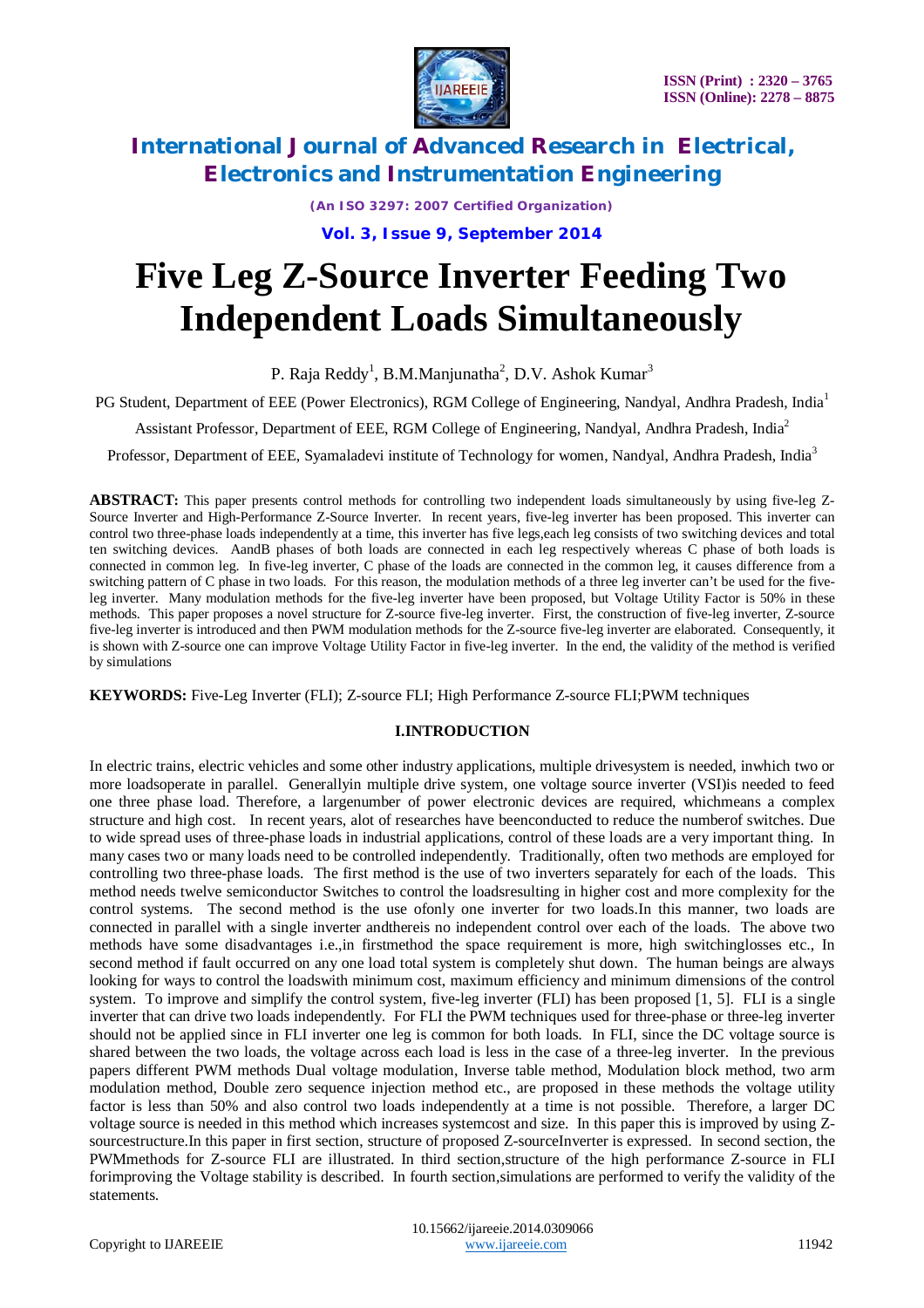# Five Leg Z-Source Inverter Feeding Two Independent Loads Simultaneously

P. Raja Reddy[1], B.M.Manjunatha[2], D.V. Ashok Kumar[3]

PG Student, Department of EEE (Power Electronics), RGM College of Engineering, Nandyal, Andhra Pradesh, India[1]

Assistant Professor, Department of EEE, RGM College of Engineering, Nandyal, Andhra Pradesh, India[2]

Professor, Department of EEE, Syamaladevi institute of Technology for women, Nandyal, Andhra Pradesh, India[3]

**ABSTRACT:** This paper presents control methods for controlling two independent loads simultaneously by using five-leg Z-Source Inverter and High-Performance Z-Source Inverter. In recent years, five-leg inverter has been proposed. This inverter can control two three-phase loads independently at a time, this inverter has five legs,each leg consists of two switching devices and total ten switching devices. AandB phases of both loads are connected in each leg respectively whereas C phase of both loads is connected in common leg. In five-leg inverter, C phase of the loads are connected in the common leg, it causes difference from a switching pattern of C phase in two loads. For this reason, the modulation methods of a three leg inverter can't be used for the five-leg inverter. Many modulation methods for the five-leg inverter have been proposed, but Voltage Utility Factor is 50% in these methods. This paper proposes a novel structure for Z-source five-leg inverter. First, the construction of five-leg inverter, Z-source five-leg inverter is introduced and then PWM modulation methods for the Z-source five-leg inverter are elaborated. Consequently, it is shown with Z-source one can improve Voltage Utility Factor in five-leg inverter. In the end, the validity of the method is verified by simulations

**KEYWORDS:** Five-Leg Inverter (FLI); Z-source FLI; High Performance Z-source FLI;PWM techniques

## I.INTRODUCTION

In electric trains, electric vehicles and some other industry applications, multiple drivesystem is needed, inwhich two or more loadsoperate in parallel. Generallyin multiple drive system, one voltage source inverter (VSI)is needed to feed one three phase load. Therefore, a largenumber of power electronic devices are required, whichmeans a complex structure and high cost. In recent years, alot of researches have beenconducted to reduce the numberof switches. Due to wide spread uses of three-phase loads in industrial applications, control of these loads are a very important thing. In many cases two or many loads need to be controlled independently. Traditionally, often two methods are employed for controlling two three-phase loads. The first method is the use of two inverters separately for each of the loads. This method needs twelve semiconductor Switches to control the loadsresulting in higher cost and more complexity for the control systems. The second method is the use ofonly one inverter for two loads.In this manner, two loads are connected in parallel with a single inverter andthereis no independent control over each of the loads. The above two methods have some disadvantages i.e.,in firstmethod the space requirement is more, high switchinglosses etc., In second method if fault occurred on any one load total system is completely shut down. The human beings are always looking for ways to control the loadswith minimum cost, maximum efficiency and minimum dimensions of the control system. To improve and simplify the control system, five-leg inverter (FLI) has been proposed [1, 5]. FLI is a single inverter that can drive two loads independently. For FLI the PWM techniques used for three-phase or three-leg inverter should not be applied since in FLI inverter one leg is common for both loads. In FLI, since the DC voltage source is shared between the two loads, the voltage across each load is less in the case of a three-leg inverter. In the previous papers different PWM methods Dual voltage modulation, Inverse table method, Modulation block method, two arm modulation method, Double zero sequence injection method etc., are proposed in these methods the voltage utility factor is less than 50% and also control two loads independently at a time is not possible. Therefore, a larger DC voltage source is needed in this method which increases systemcost and size. In this paper this is improved by using Z-sourcestructure.In this paper in first section, structure of proposed Z-sourceInverter is expressed. In second section, the PWMmethods for Z-source FLI are illustrated. In third section,structure of the high performance Z-source in FLI forimproving the Voltage stability is described. In fourth section,simulations are performed to verify the validity of the statements.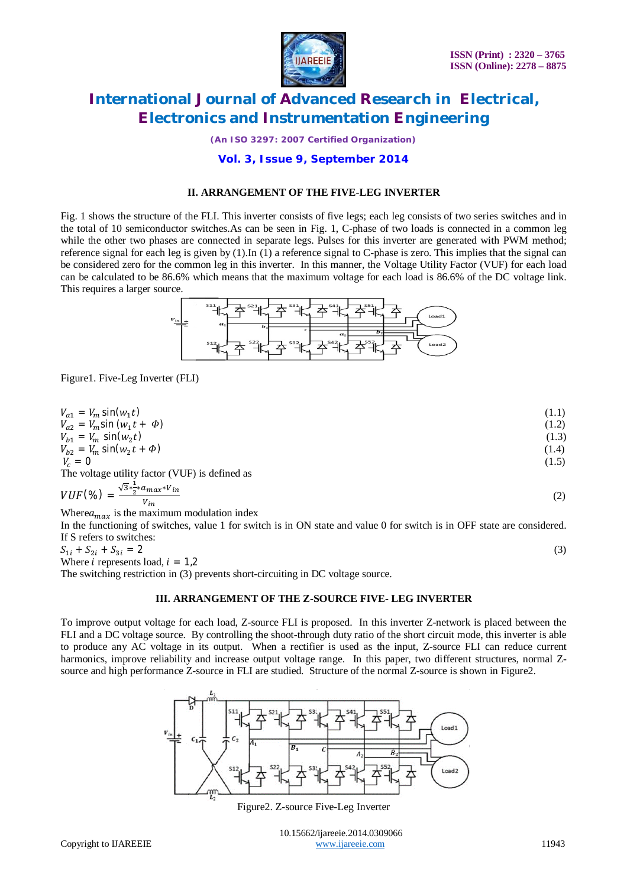## II. ARRANGEMENT OF THE FIVE-LEG INVERTER

Fig. 1 shows the structure of the FLI. This inverter consists of five legs; each leg consists of two series switches and in the total of 10 semiconductor switches.As can be seen in Fig. 1, C-phase of two loads is connected in a common leg while the other two phases are connected in separate legs. Pulses for this inverter are generated with PWM method; reference signal for each leg is given by (1).In (1) a reference signal to C-phase is zero. This implies that the signal can be considered zero for the common leg in this inverter. In this manner, the Voltage Utility Factor (VUF) for each load can be calculated to be 86.6% which means that the maximum voltage for each load is 86.6% of the DC voltage link. This requires a larger source.

Figure1. Five-Leg Inverter (FLI)

$$V_{a1} = V_m \sin(w_1 t) \tag{1.1}$$

$$V_{a2} = V_m \sin(w_1 t + \Phi) \tag{1.2}$$

$$V_{b1} = V_m \sin(w_2 t) \tag{1.3}$$

$$V_{b2} = V_m \sin(w_2 t + \Phi) \tag{1.4}$$

$$V_c = 0 \tag{1.5}$$

The voltage utility factor (VUF) is defined as

$$VUF(\%) = \frac{\sqrt{3} * \frac{1}{2} * a_{max} * V_{in}}{V_{in}} \tag{2}$$

Where $a_{max}$ is the maximum modulation index

In the functioning of switches, value 1 for switch is in ON state and value 0 for switch is in OFF state are considered. If S refers to switches:

$$S_{1i} + S_{2i} + S_{3i} = 2 \tag{3}$$

Where $i$ represents load, $i = 1,2$

The switching restriction in (3) prevents short-circuiting in DC voltage source.

## III. ARRANGEMENT OF THE Z-SOURCE FIVE- LEG INVERTER

To improve output voltage for each load, Z-source FLI is proposed. In this inverter Z-network is placed between the FLI and a DC voltage source. By controlling the shoot-through duty ratio of the short circuit mode, this inverter is able to produce any AC voltage in its output. When a rectifier is used as the input, Z-source FLI can reduce current harmonics, improve reliability and increase output voltage range. In this paper, two different structures, normal Z-source and high performance Z-source in FLI are studied. Structure of the normal Z-source is shown in Figure2.

Figure2. Z-source Five-Leg Inverter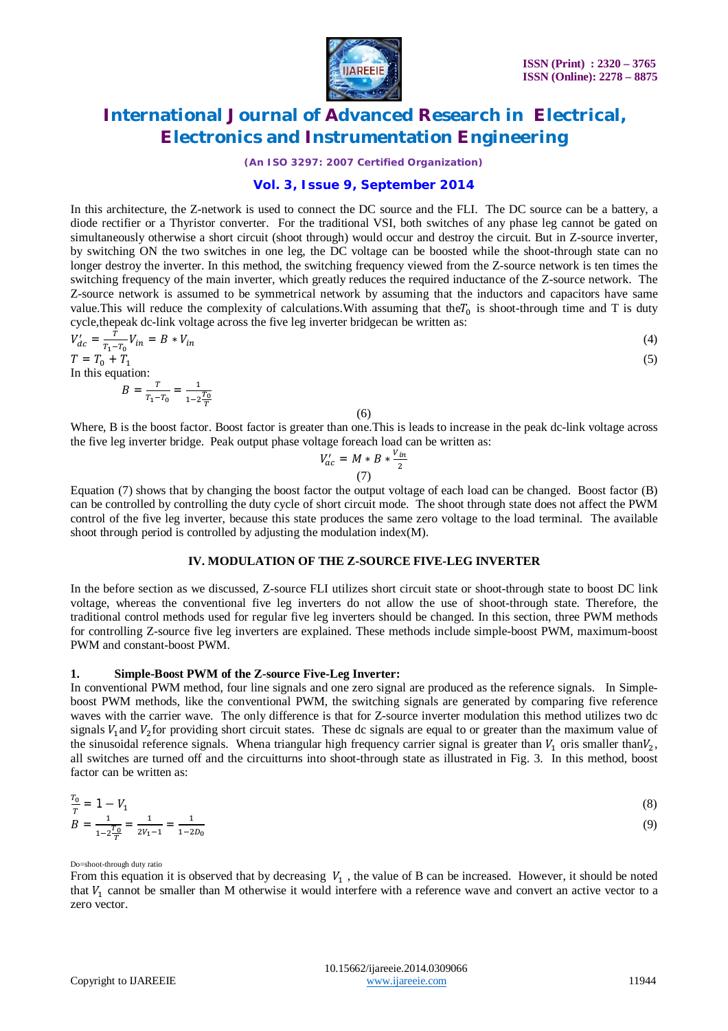In this architecture, the Z-network is used to connect the DC source and the FLI. The DC source can be a battery, a diode rectifier or a Thyristor converter. For the traditional VSI, both switches of any phase leg cannot be gated on simultaneously otherwise a short circuit (shoot through) would occur and destroy the circuit. But in Z-source inverter, by switching ON the two switches in one leg, the DC voltage can be boosted while the shoot-through state can no longer destroy the inverter. In this method, the switching frequency viewed from the Z-source network is ten times the switching frequency of the main inverter, which greatly reduces the required inductance of the Z-source network. The Z-source network is assumed to be symmetrical network by assuming that the inductors and capacitors have same value.This will reduce the complexity of calculations.With assuming that the$T_0$ is shoot-through time and T is duty cycle,thepeak dc-link voltage across the five leg inverter bridgecan be written as:

$$V'_{dc} = \frac{T}{T_1 - T_0} V_{in} = B * V_{in} \tag{4}$$

$$T = T_0 + T_1 \tag{5}$$

In this equation:

$$B = \frac{T}{T_1 - T_0} = \frac{1}{1 - 2\frac{T_0}{T}} \tag{6}$$

Where, B is the boost factor. Boost factor is greater than one.This is leads to increase in the peak dc-link voltage across the five leg inverter bridge. Peak output phase voltage foreach load can be written as:

$$V'_{ac} = M * B * \frac{V_{in}}{2} \tag{7}$$

Equation (7) shows that by changing the boost factor the output voltage of each load can be changed. Boost factor (B) can be controlled by controlling the duty cycle of short circuit mode. The shoot through state does not affect the PWM control of the five leg inverter, because this state produces the same zero voltage to the load terminal. The available shoot through period is controlled by adjusting the modulation index(M).

## IV. MODULATION OF THE Z-SOURCE FIVE-LEG INVERTER

In the before section as we discussed, Z-source FLI utilizes short circuit state or shoot-through state to boost DC link voltage, whereas the conventional five leg inverters do not allow the use of shoot-through state. Therefore, the traditional control methods used for regular five leg inverters should be changed. In this section, three PWM methods for controlling Z-source five leg inverters are explained. These methods include simple-boost PWM, maximum-boost PWM and constant-boost PWM.

### 1. Simple-Boost PWM of the Z-source Five-Leg Inverter:

In conventional PWM method, four line signals and one zero signal are produced as the reference signals. In Simple-boost PWM methods, like the conventional PWM, the switching signals are generated by comparing five reference waves with the carrier wave. The only difference is that for Z-source inverter modulation this method utilizes two dc signals $V_1$and $V_2$for providing short circuit states. These dc signals are equal to or greater than the maximum value of the sinusoidal reference signals. Whena triangular high frequency carrier signal is greater than $V_1$ oris smaller than$V_2$, all switches are turned off and the circuitturns into shoot-through state as illustrated in Fig. 3. In this method, boost factor can be written as:

$$\frac{T_0}{T} = 1 - V_1 \tag{8}$$

$$B = \frac{1}{1 - 2\frac{T_0}{T}} = \frac{1}{2V_1 - 1} = \frac{1}{1 - 2D_0} \tag{9}$$

Do=shoot-through duty ratio

From this equation it is observed that by decreasing $V_1$ , the value of B can be increased. However, it should be noted that $V_1$ cannot be smaller than M otherwise it would interfere with a reference wave and convert an active vector to a zero vector.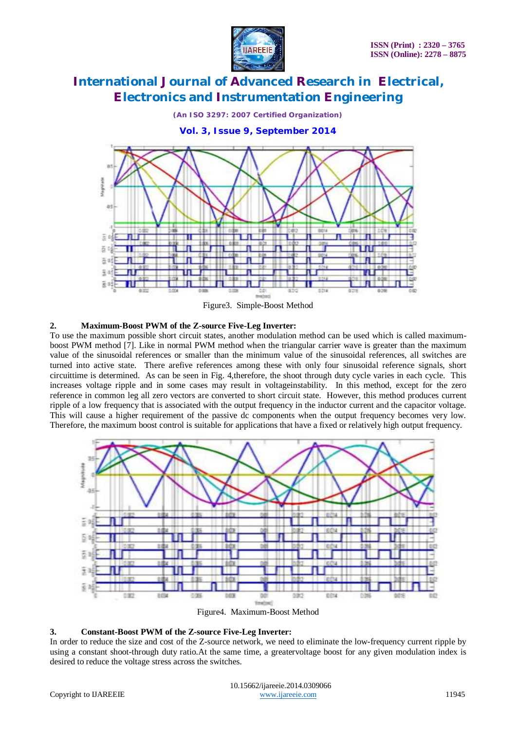Figure3. Simple-Boost Method

**2. Maximum-Boost PWM of the Z-source Five-Leg Inverter:**

To use the maximum possible short circuit states, another modulation method can be used which is called maximum-boost PWM method [7]. Like in normal PWM method when the triangular carrier wave is greater than the maximum value of the sinusoidal references or smaller than the minimum value of the sinusoidal references, all switches are turned into active state. There arefive references among these with only four sinusoidal reference signals, short circuittime is determined. As can be seen in Fig. 4,therefore, the shoot through duty cycle varies in each cycle. This increases voltage ripple and in some cases may result in voltageinstability. In this method, except for the zero reference in common leg all zero vectors are converted to short circuit state. However, this method produces current ripple of a low frequency that is associated with the output frequency in the inductor current and the capacitor voltage. This will cause a higher requirement of the passive dc components when the output frequency becomes very low. Therefore, the maximum boost control is suitable for applications that have a fixed or relatively high output frequency.

Figure4. Maximum-Boost Method

**3. Constant-Boost PWM of the Z-source Five-Leg Inverter:**

In order to reduce the size and cost of the Z-source network, we need to eliminate the low-frequency current ripple by using a constant shoot-through duty ratio.At the same time, a greatervoltage boost for any given modulation index is desired to reduce the voltage stress across the switches.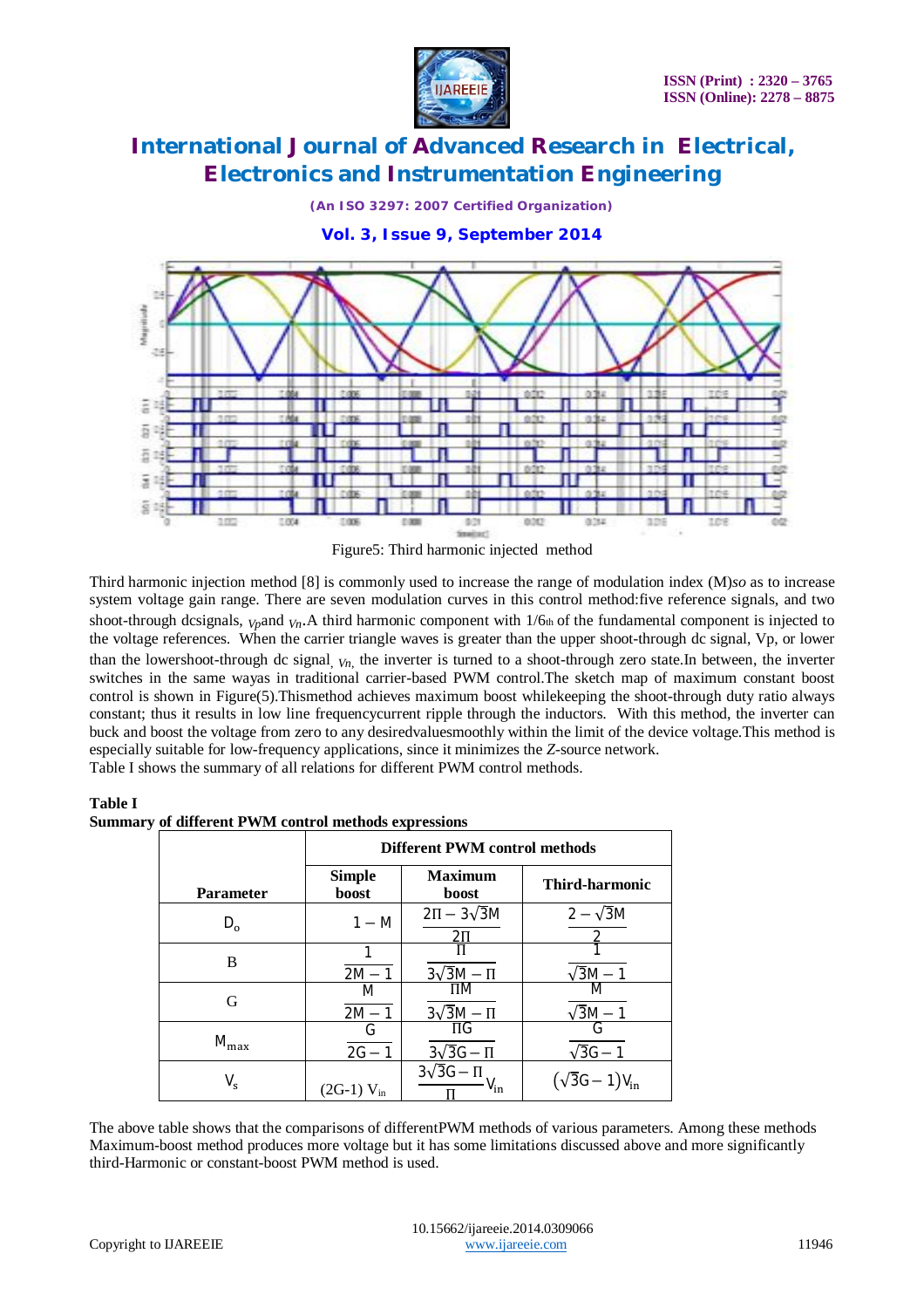Figure5: Third harmonic injected method

Third harmonic injection method [8] is commonly used to increase the range of modulation index (M)*so* as to increase system voltage gain range. There are seven modulation curves in this control method:five reference signals, and two shoot-through dcsignals, $V_p$and $V_n$.A third harmonic component with 1/6th of the fundamental component is injected to the voltage references. When the carrier triangle waves is greater than the upper shoot-through dc signal, Vp, or lower than the lowershoot-through dc signal, $V_n$, the inverter is turned to a shoot-through zero state.In between, the inverter switches in the same wayas in traditional carrier-based PWM control.The sketch map of maximum constant boost control is shown in Figure(5).Thismethod achieves maximum boost whilekeeping the shoot-through duty ratio always constant; thus it results in low line frequencycurrent ripple through the inductors. With this method, the inverter can buck and boost the voltage from zero to any desiredvaluesmoothly within the limit of the device voltage.This method is especially suitable for low-frequency applications, since it minimizes the *Z*-source network.
Table I shows the summary of all relations for different PWM control methods.

**Table I**
**Summary of different PWM control methods expressions**

| **Parameter** | **Different PWM control methods** | | |
|---|---|---|---|
| | **Simple boost** | **Maximum boost** | **Third-harmonic** |
| $D_o$ | $1 - M$ | $\frac{2\Pi - 3\sqrt{3}M}{2\Pi}$ | $\frac{2 - \sqrt{3}M}{2}$ |
| B | $\frac{1}{2M - 1}$ | $\frac{\Pi}{3\sqrt{3}M - \Pi}$ | $\frac{1}{\sqrt{3}M - 1}$ |
| G | $\frac{M}{2M - 1}$ | $\frac{\Pi M}{3\sqrt{3}M - \Pi}$ | $\frac{M}{\sqrt{3}M - 1}$ |
| $M_{max}$ | $\frac{G}{2G - 1}$ | $\frac{\Pi G}{3\sqrt{3}G - \Pi}$ | $\frac{G}{\sqrt{3}G - 1}$ |
| $V_s$ | $(2G-1)\, V_{in}$ | $\frac{3\sqrt{3}G - \Pi}{\Pi} V_{in}$ | $(\sqrt{3}G - 1)V_{in}$ |

The above table shows that the comparisons of differentPWM methods of various parameters. Among these methods Maximum-boost method produces more voltage but it has some limitations discussed above and more significantly third-Harmonic or constant-boost PWM method is used.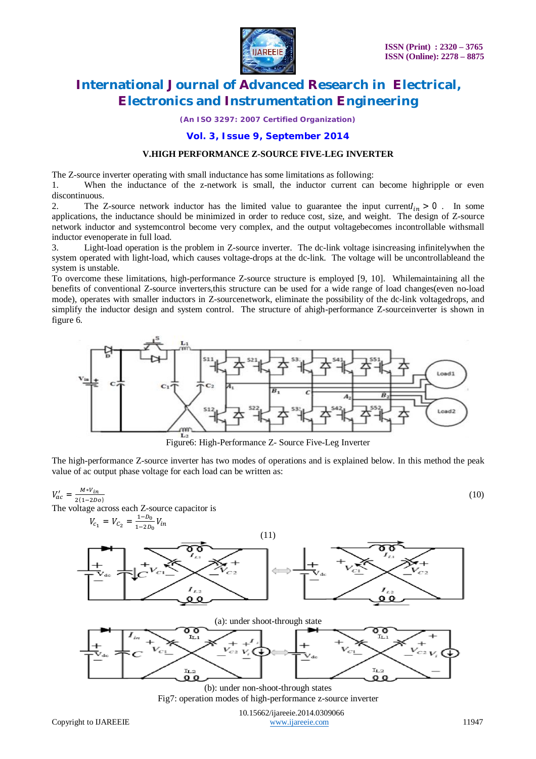### V.HIGH PERFORMANCE Z-SOURCE FIVE-LEG INVERTER

The Z-source inverter operating with small inductance has some limitations as following:

1. When the inductance of the z-network is small, the inductor current can become highripple or even discontinuous.
2. The Z-source network inductor has the limited value to guarantee the input current$I_{in} > 0$ . In some applications, the inductance should be minimized in order to reduce cost, size, and weight. The design of Z-source network inductor and systemcontrol become very complex, and the output voltagebecomes incontrollable withsmall inductor evenoperate in full load.
3. Light-load operation is the problem in Z-source inverter. The dc-link voltage isincreasing infinitelywhen the system operated with light-load, which causes voltage-drops at the dc-link. The voltage will be uncontrollableand the system is unstable.

To overcome these limitations, high-performance Z-source structure is employed [9, 10]. Whilemaintaining all the benefits of conventional Z-source inverters,this structure can be used for a wide range of load changes(even no-load mode), operates with smaller inductors in Z-sourcenetwork, eliminate the possibility of the dc-link voltagedrops, and simplify the inductor design and system control. The structure of ahigh-performance Z-sourceinverter is shown in figure 6.

Figure6: High-Performance Z- Source Five-Leg Inverter

The high-performance Z-source inverter has two modes of operations and is explained below. In this method the peak value of ac output phase voltage for each load can be written as:

$$V'_{ac} = \frac{M*V_{in}}{2(1-2Do)} \tag{10}$$

The voltage across each Z-source capacitor is

$$V_{c_1} = V_{c_2} = \frac{1-D_0}{1-2D_0}V_{in} \tag{11}$$

(a): under shoot-through state

(b): under non-shoot-through states

Fig7: operation modes of high-performance z-source inverter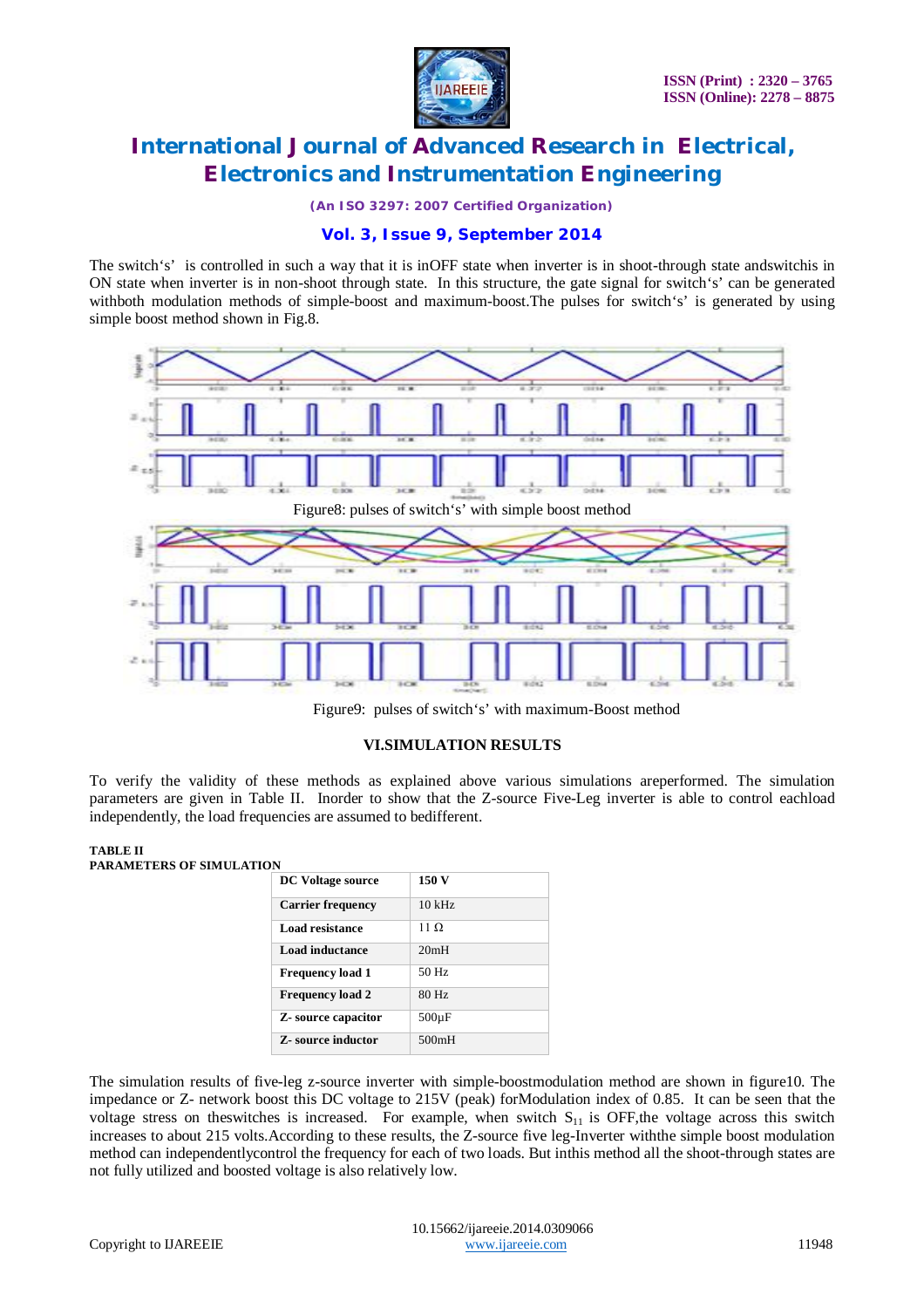The switch's' is controlled in such a way that it is inOFF state when inverter is in shoot-through state andswitchis in ON state when inverter is in non-shoot through state. In this structure, the gate signal for switch's' can be generated withboth modulation methods of simple-boost and maximum-boost.The pulses for switch's' is generated by using simple boost method shown in Fig.8.

Figure8: pulses of switch's' with simple boost method

Figure9: pulses of switch's' with maximum-Boost method

## VI.SIMULATION RESULTS

To verify the validity of these methods as explained above various simulations areperformed. The simulation parameters are given in Table II. Inorder to show that the Z-source Five-Leg inverter is able to control eachload independently, the load frequencies are assumed to bedifferent.

**TABLE II**
**PARAMETERS OF SIMULATION**

| **DC Voltage source** | **150 V** |
|---|---|
| **Carrier frequency** | 10 kHz |
| **Load resistance** | 11 Ω |
| **Load inductance** | 20mH |
| **Frequency load 1** | 50 Hz |
| **Frequency load 2** | 80 Hz |
| **Z- source capacitor** | 500μF |
| **Z- source inductor** | 500mH |

The simulation results of five-leg z-source inverter with simple-boostmodulation method are shown in figure10. The impedance or Z- network boost this DC voltage to 215V (peak) forModulation index of 0.85. It can be seen that the voltage stress on theswitches is increased. For example, when switch $S_{11}$ is OFF,the voltage across this switch increases to about 215 volts.According to these results, the Z-source five leg-Inverter withthe simple boost modulation method can independentlycontrol the frequency for each of two loads. But inthis method all the shoot-through states are not fully utilized and boosted voltage is also relatively low.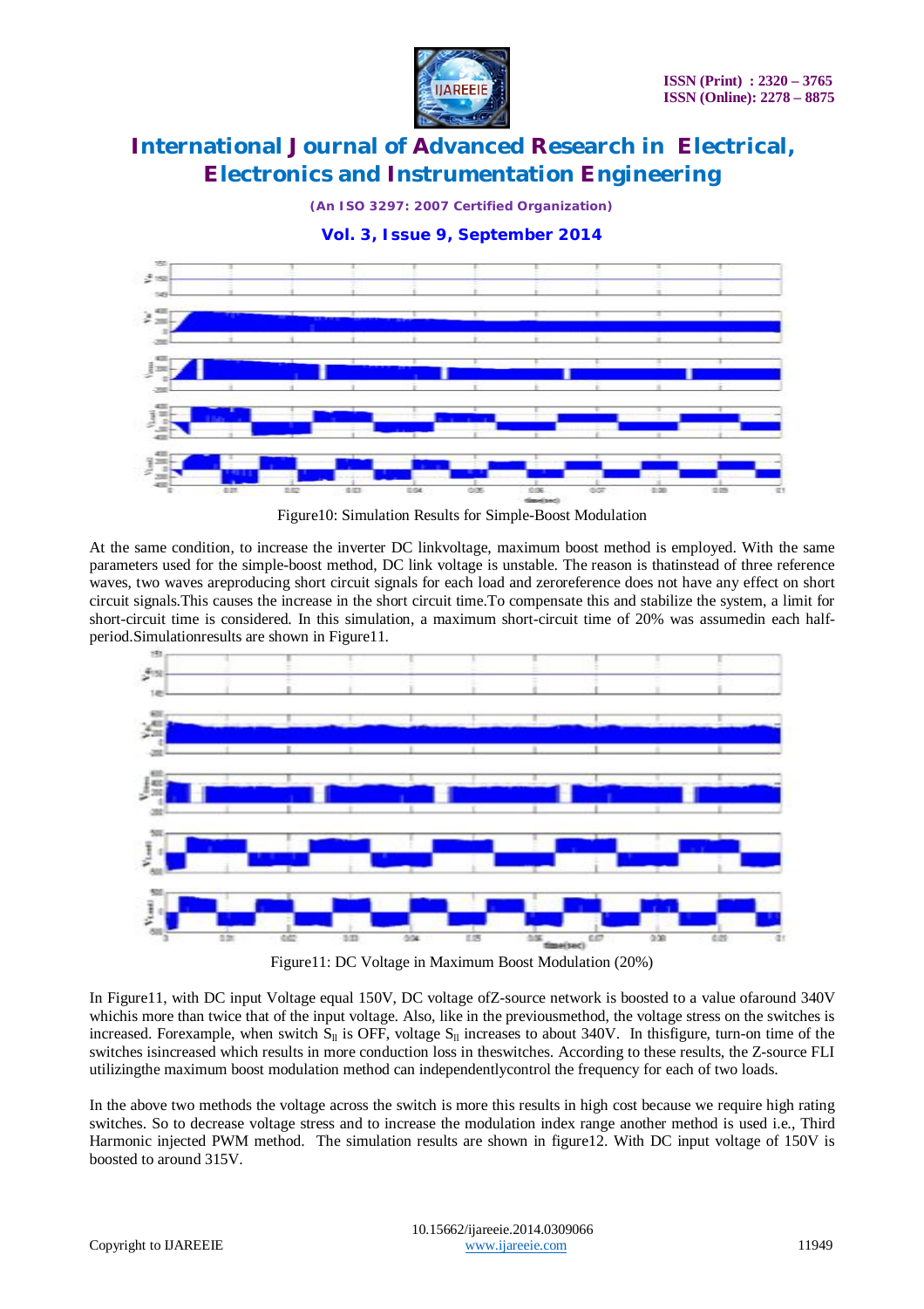Figure10: Simulation Results for Simple-Boost Modulation

At the same condition, to increase the inverter DC linkvoltage, maximum boost method is employed. With the same parameters used for the simple-boost method, DC link voltage is unstable. The reason is thatinstead of three reference waves, two waves areproducing short circuit signals for each load and zeroreference does not have any effect on short circuit signals.This causes the increase in the short circuit time.To compensate this and stabilize the system, a limit for short-circuit time is considered. In this simulation, a maximum short-circuit time of 20% was assumedin each half-period.Simulationresults are shown in Figure11.

Figure11: DC Voltage in Maximum Boost Modulation (20%)

In Figure11, with DC input Voltage equal 150V, DC voltage ofZ-source network is boosted to a value ofaround 340V whichis more than twice that of the input voltage. Also, like in the previousmethod, the voltage stress on the switches is increased. Forexample, when switch $S_{ll}$ is OFF, voltage $S_{ll}$ increases to about 340V. In thisfigure, turn-on time of the switches isincreased which results in more conduction loss in theswitches. According to these results, the Z-source FLI utilizingthe maximum boost modulation method can independentlycontrol the frequency for each of two loads.

In the above two methods the voltage across the switch is more this results in high cost because we require high rating switches. So to decrease voltage stress and to increase the modulation index range another method is used i.e., Third Harmonic injected PWM method. The simulation results are shown in figure12. With DC input voltage of 150V is boosted to around 315V.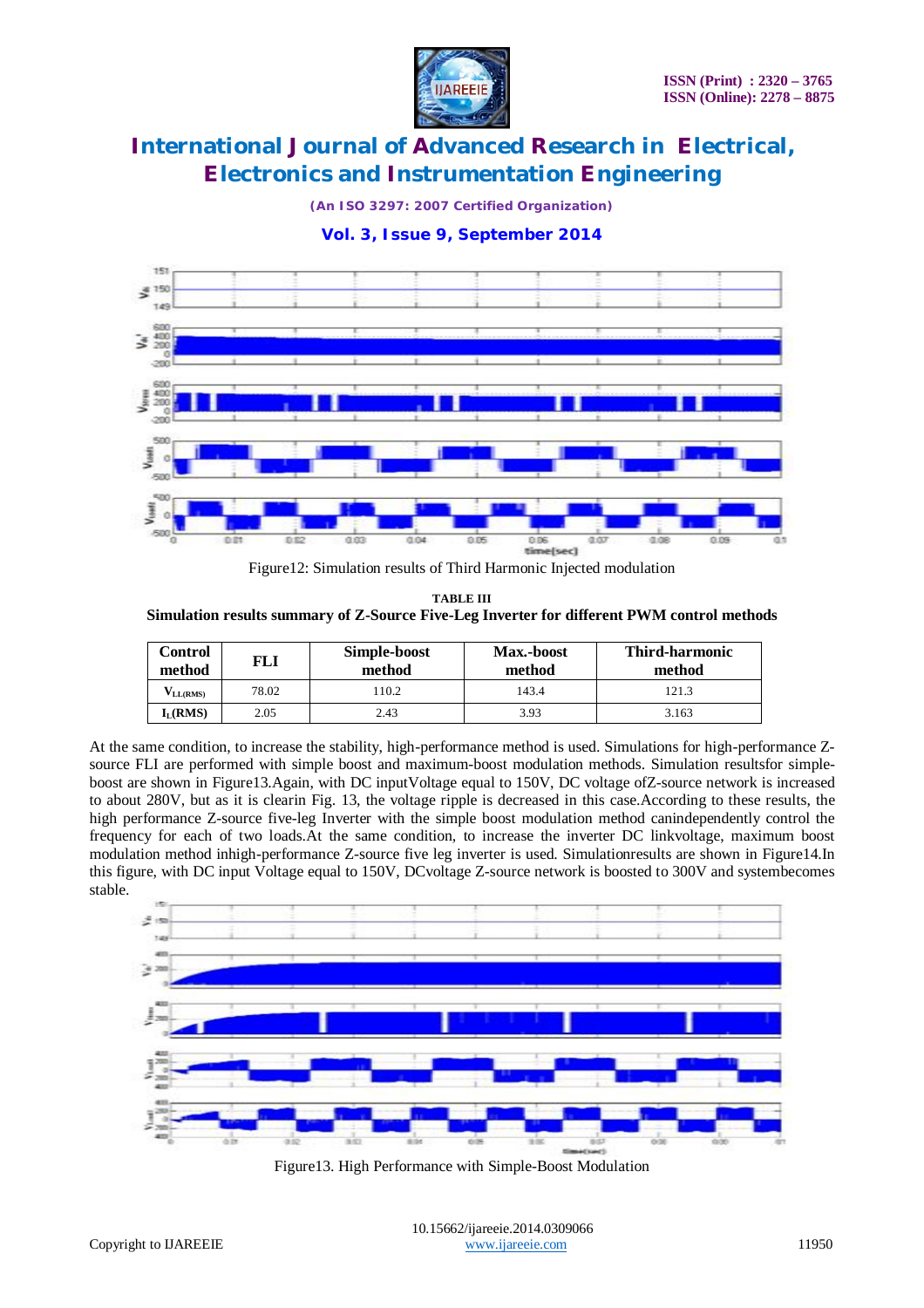Figure12: Simulation results of Third Harmonic Injected modulation

**TABLE III**
**Simulation results summary of Z-Source Five-Leg Inverter for different PWM control methods**

| Control method | FLI | Simple-boost method | Max.-boost method | Third-harmonic method |
|---|---|---|---|---|
| $V_{LL(RMS)}$ | 78.02 | 110.2 | 143.4 | 121.3 |
| $I_L$(RMS) | 2.05 | 2.43 | 3.93 | 3.163 |

At the same condition, to increase the stability, high-performance method is used. Simulations for high-performance Z-source FLI are performed with simple boost and maximum-boost modulation methods. Simulation resultsfor simple-boost are shown in Figure13.Again, with DC inputVoltage equal to 150V, DC voltage ofZ-source network is increased to about 280V, but as it is clearin Fig. 13, the voltage ripple is decreased in this case.According to these results, the high performance Z-source five-leg Inverter with the simple boost modulation method canindependently control the frequency for each of two loads.At the same condition, to increase the inverter DC linkvoltage, maximum boost modulation method inhigh-performance Z-source five leg inverter is used. Simulationresults are shown in Figure14.In this figure, with DC input Voltage equal to 150V, DCvoltage Z-source network is boosted to 300V and systembecomes stable.

Figure13. High Performance with Simple-Boost Modulation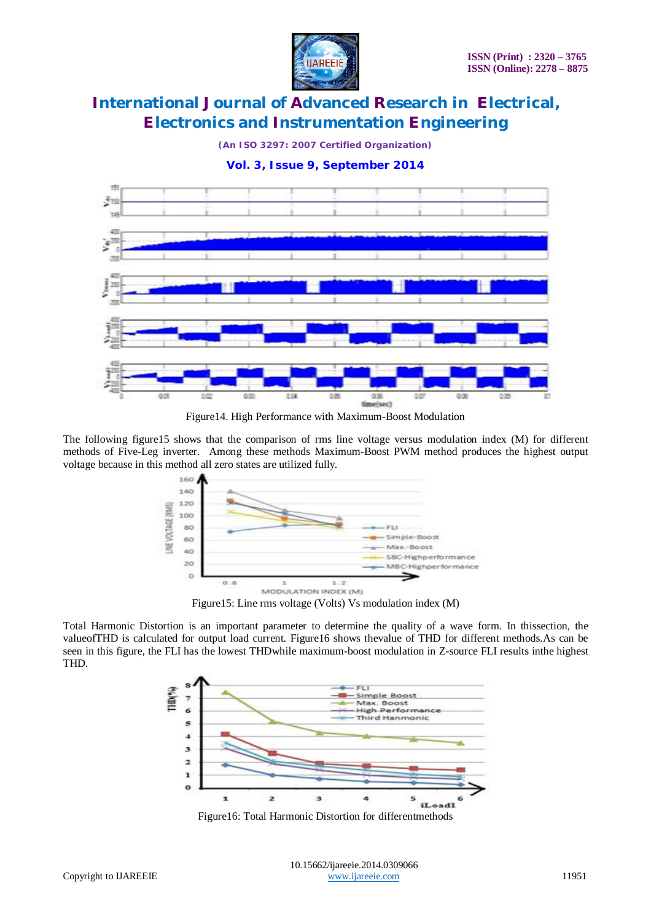Figure14. High Performance with Maximum-Boost Modulation

The following figure15 shows that the comparison of rms line voltage versus modulation index (M) for different methods of Five-Leg inverter. Among these methods Maximum-Boost PWM method produces the highest output voltage because in this method all zero states are utilized fully.

Figure15: Line rms voltage (Volts) Vs modulation index (M)

Total Harmonic Distortion is an important parameter to determine the quality of a wave form. In thissection, the valueofTHD is calculated for output load current. Figure16 shows thevalue of THD for different methods.As can be seen in this figure, the FLI has the lowest THDwhile maximum-boost modulation in Z-source FLI results inthe highest THD.

Figure16: Total Harmonic Distortion for differentmethods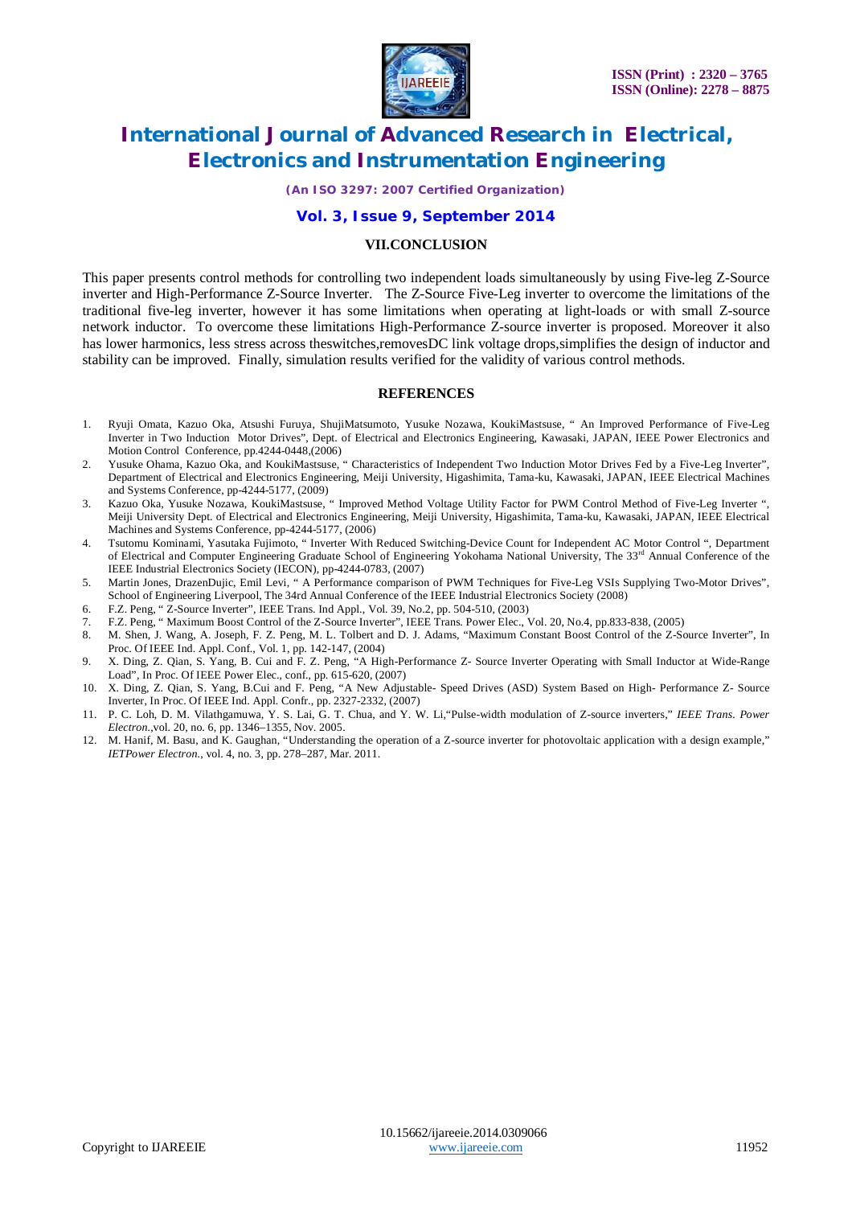## VII.CONCLUSION

This paper presents control methods for controlling two independent loads simultaneously by using Five-leg Z-Source inverter and High-Performance Z-Source Inverter. The Z-Source Five-Leg inverter to overcome the limitations of the traditional five-leg inverter, however it has some limitations when operating at light-loads or with small Z-source network inductor. To overcome these limitations High-Performance Z-source inverter is proposed. Moreover it also has lower harmonics, less stress across theswitches,removesDC link voltage drops,simplifies the design of inductor and stability can be improved. Finally, simulation results verified for the validity of various control methods.

## REFERENCES

1. Ryuji Omata, Kazuo Oka, Atsushi Furuya, ShujiMatsumoto, Yusuke Nozawa, KoukiMastsuse, " An Improved Performance of Five-Leg Inverter in Two Induction Motor Drives", Dept. of Electrical and Electronics Engineering, Kawasaki, JAPAN, IEEE Power Electronics and Motion Control Conference, pp.4244-0448,(2006)
2. Yusuke Ohama, Kazuo Oka, and KoukiMastsuse, " Characteristics of Independent Two Induction Motor Drives Fed by a Five-Leg Inverter", Department of Electrical and Electronics Engineering, Meiji University, Higashimita, Tama-ku, Kawasaki, JAPAN, IEEE Electrical Machines and Systems Conference, pp-4244-5177, (2009)
3. Kazuo Oka, Yusuke Nozawa, KoukiMastsuse, " Improved Method Voltage Utility Factor for PWM Control Method of Five-Leg Inverter ", Meiji University Dept. of Electrical and Electronics Engineering, Meiji University, Higashimita, Tama-ku, Kawasaki, JAPAN, IEEE Electrical Machines and Systems Conference, pp-4244-5177, (2006)
4. Tsutomu Kominami, Yasutaka Fujimoto, " Inverter With Reduced Switching-Device Count for Independent AC Motor Control ", Department of Electrical and Computer Engineering Graduate School of Engineering Yokohama National University, The 33rd Annual Conference of the IEEE Industrial Electronics Society (IECON), pp-4244-0783, (2007)
5. Martin Jones, DrazenDujic, Emil Levi, " A Performance comparison of PWM Techniques for Five-Leg VSIs Supplying Two-Motor Drives", School of Engineering Liverpool, The 34rd Annual Conference of the IEEE Industrial Electronics Society (2008)
6. F.Z. Peng, " Z-Source Inverter", IEEE Trans. Ind Appl., Vol. 39, No.2, pp. 504-510, (2003)
7. F.Z. Peng, " Maximum Boost Control of the Z-Source Inverter", IEEE Trans. Power Elec., Vol. 20, No.4, pp.833-838, (2005)
8. M. Shen, J. Wang, A. Joseph, F. Z. Peng, M. L. Tolbert and D. J. Adams, "Maximum Constant Boost Control of the Z-Source Inverter", In Proc. Of IEEE Ind. Appl. Conf., Vol. 1, pp. 142-147, (2004)
9. X. Ding, Z. Qian, S. Yang, B. Cui and F. Z. Peng, "A High-Performance Z- Source Inverter Operating with Small Inductor at Wide-Range Load", In Proc. Of IEEE Power Elec., conf., pp. 615-620, (2007)
10. X. Ding, Z. Qian, S. Yang, B.Cui and F. Peng, "A New Adjustable- Speed Drives (ASD) System Based on High- Performance Z- Source Inverter, In Proc. Of IEEE Ind. Appl. Confr., pp. 2327-2332, (2007)
11. P. C. Loh, D. M. Vilathgamuwa, Y. S. Lai, G. T. Chua, and Y. W. Li,"Pulse-width modulation of Z-source inverters," *IEEE Trans. Power Electron.*,vol. 20, no. 6, pp. 1346–1355, Nov. 2005.
12. M. Hanif, M. Basu, and K. Gaughan, "Understanding the operation of a Z-source inverter for photovoltaic application with a design example," *IETPower Electron.*, vol. 4, no. 3, pp. 278–287, Mar. 2011.